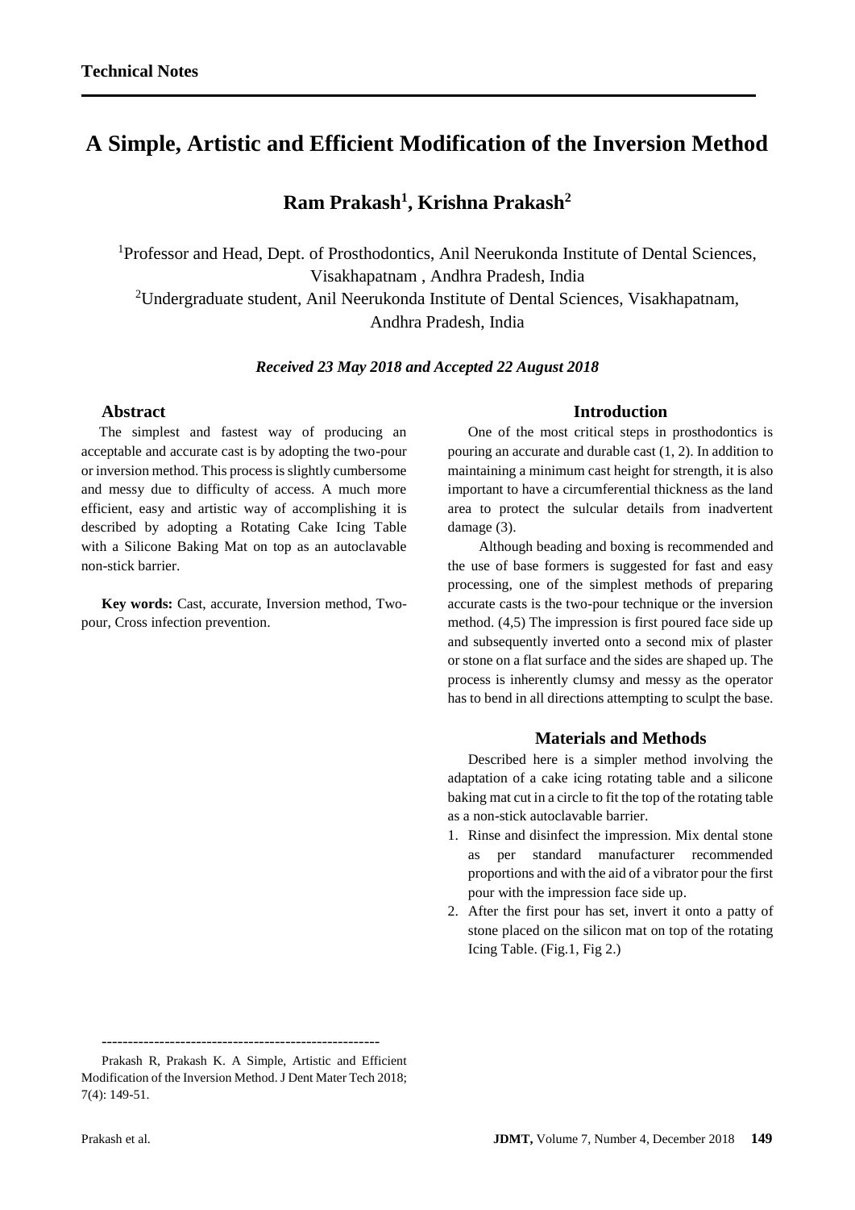**Technical Notes**

# A Simple, Artistic and Efficient Modification of the Inversion Method

## Ram Prakash[1], Krishna Prakash[2]

[1]Professor and Head, Dept. of Prosthodontics, Anil Neerukonda Institute of Dental Sciences, Visakhapatnam , Andhra Pradesh, India

[2]Undergraduate student, Anil Neerukonda Institute of Dental Sciences, Visakhapatnam, Andhra Pradesh, India

***Received 23 May 2018 and Accepted 22 August 2018***

### Abstract

The simplest and fastest way of producing an acceptable and accurate cast is by adopting the two-pour or inversion method. This process is slightly cumbersome and messy due to difficulty of access. A much more efficient, easy and artistic way of accomplishing it is described by adopting a Rotating Cake Icing Table with a Silicone Baking Mat on top as an autoclavable non-stick barrier.

**Key words:** Cast, accurate, Inversion method, Two-pour, Cross infection prevention.

### Introduction

One of the most critical steps in prosthodontics is pouring an accurate and durable cast (1, 2). In addition to maintaining a minimum cast height for strength, it is also important to have a circumferential thickness as the land area to protect the sulcular details from inadvertent damage (3).

Although beading and boxing is recommended and the use of base formers is suggested for fast and easy processing, one of the simplest methods of preparing accurate casts is the two-pour technique or the inversion method. (4,5) The impression is first poured face side up and subsequently inverted onto a second mix of plaster or stone on a flat surface and the sides are shaped up. The process is inherently clumsy and messy as the operator has to bend in all directions attempting to sculpt the base.

### Materials and Methods

Described here is a simpler method involving the adaptation of a cake icing rotating table and a silicone baking mat cut in a circle to fit the top of the rotating table as a non-stick autoclavable barrier.

1. Rinse and disinfect the impression. Mix dental stone as per standard manufacturer recommended proportions and with the aid of a vibrator pour the first pour with the impression face side up.
2. After the first pour has set, invert it onto a patty of stone placed on the silicon mat on top of the rotating Icing Table. (Fig.1, Fig 2.)

------------------------------------------------------

Prakash R, Prakash K. A Simple, Artistic and Efficient Modification of the Inversion Method. J Dent Mater Tech 2018; 7(4): 149-51.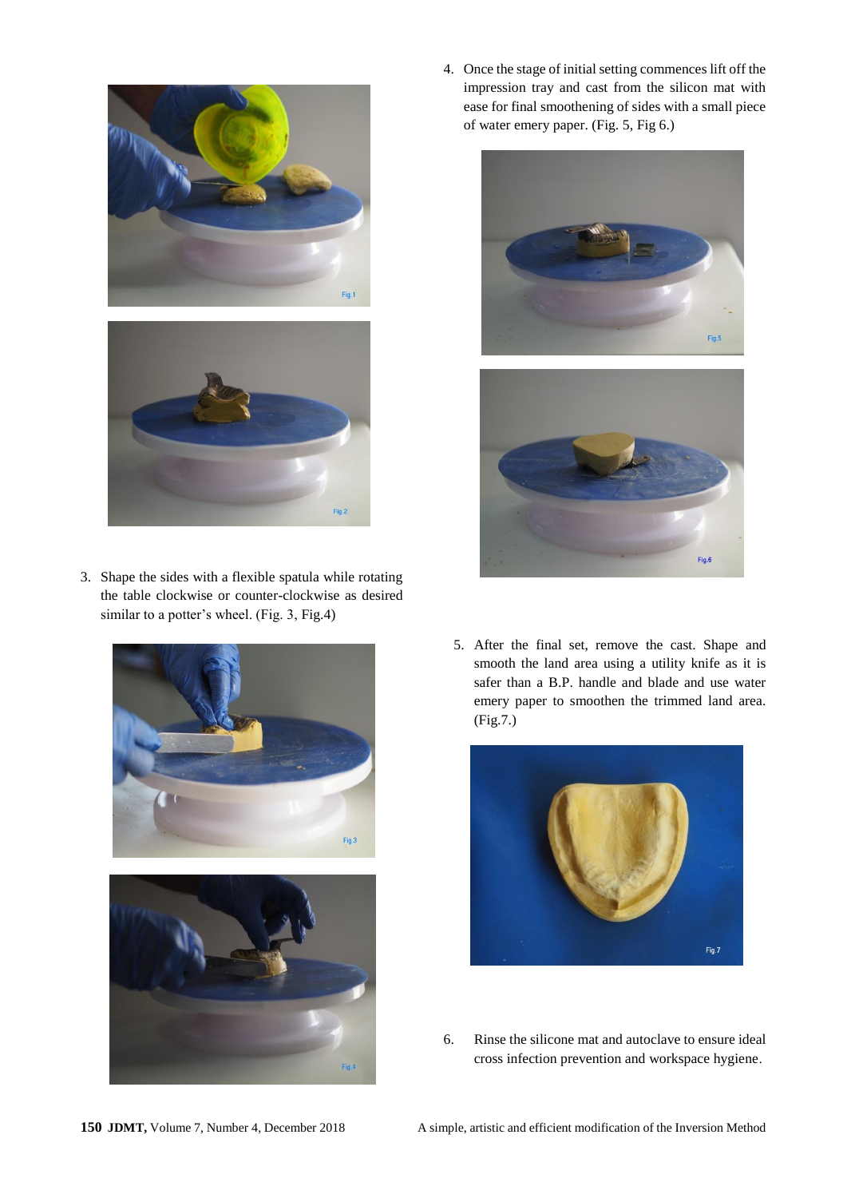3. Shape the sides with a flexible spatula while rotating the table clockwise or counter-clockwise as desired similar to a potter's wheel. (Fig. 3, Fig.4)

4. Once the stage of initial setting commences lift off the impression tray and cast from the silicon mat with ease for final smoothening of sides with a small piece of water emery paper. (Fig. 5, Fig 6.)

5. After the final set, remove the cast. Shape and smooth the land area using a utility knife as it is safer than a B.P. handle and blade and use water emery paper to smoothen the trimmed land area. (Fig.7.)

6. Rinse the silicone mat and autoclave to ensure ideal cross infection prevention and workspace hygiene.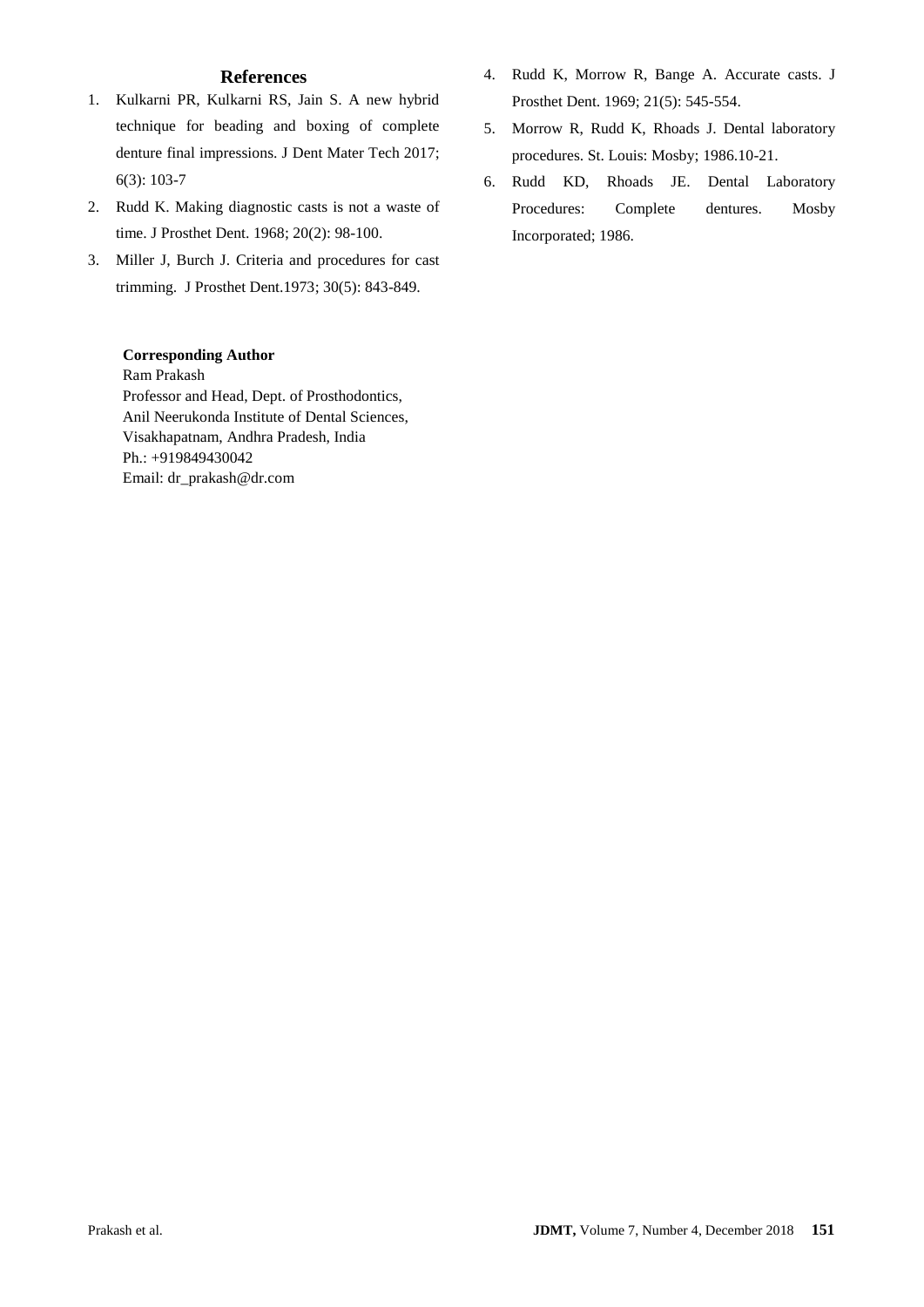## References

1. Kulkarni PR, Kulkarni RS, Jain S. A new hybrid technique for beading and boxing of complete denture final impressions. J Dent Mater Tech 2017; 6(3): 103-7
2. Rudd K. Making diagnostic casts is not a waste of time. J Prosthet Dent. 1968; 20(2): 98-100.
3. Miller J, Burch J. Criteria and procedures for cast trimming. J Prosthet Dent.1973; 30(5): 843-849.
4. Rudd K, Morrow R, Bange A. Accurate casts. J Prosthet Dent. 1969; 21(5): 545-554.
5. Morrow R, Rudd K, Rhoads J. Dental laboratory procedures. St. Louis: Mosby; 1986.10-21.
6. Rudd KD, Rhoads JE. Dental Laboratory Procedures: Complete dentures. Mosby Incorporated; 1986.

**Corresponding Author**
Ram Prakash
Professor and Head, Dept. of Prosthodontics,
Anil Neerukonda Institute of Dental Sciences,
Visakhapatnam, Andhra Pradesh, India
Ph.: +919849430042
Email: dr_prakash@dr.com